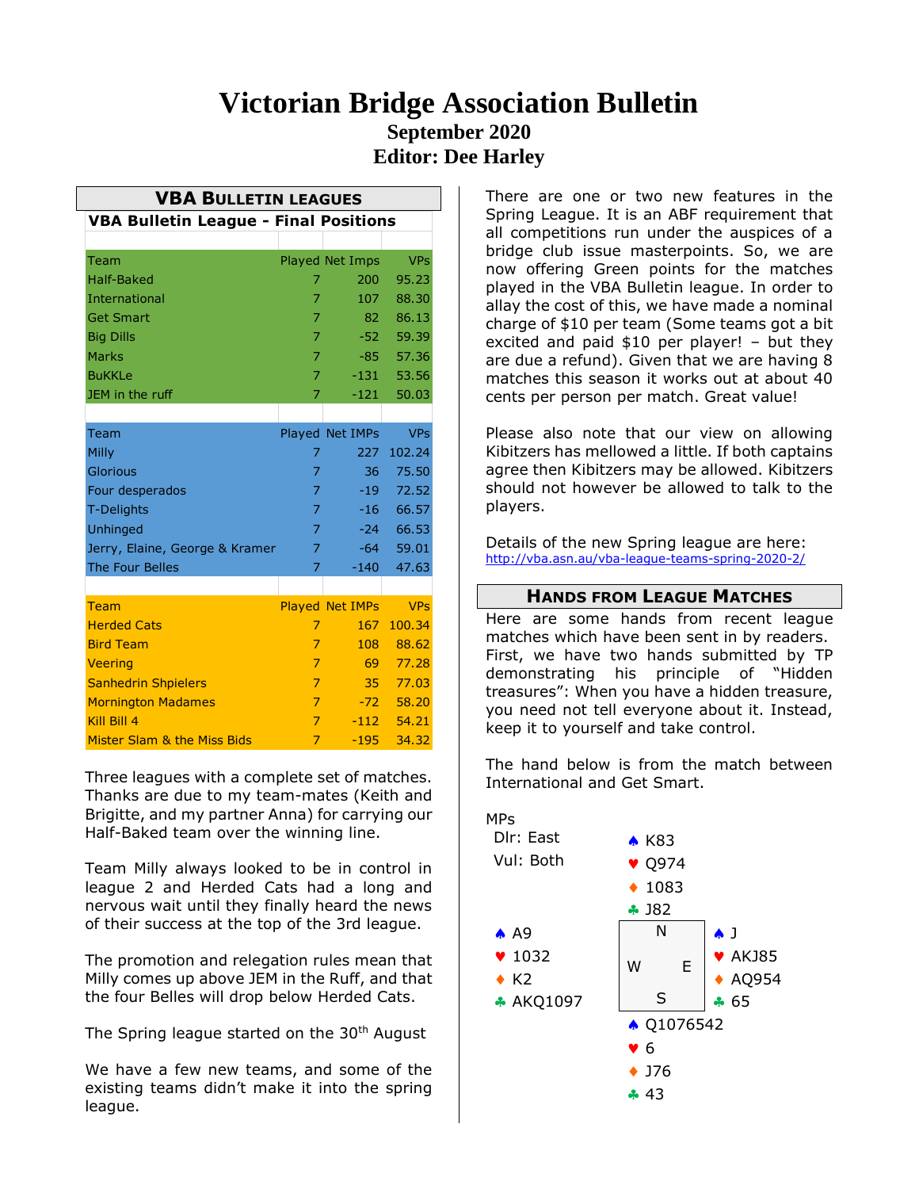# Victorian Bridge Association Bulletin

## September 2020

## Editor: Dee Harley

### VBA BULLETIN LEAGUES

**VBA Bulletin League - Final Positions**

| Team | Played | Net Imps | VPs |
|---|---|---|---|
| Half-Baked | 7 | 200 | 95.23 |
| International | 7 | 107 | 88.30 |
| Get Smart | 7 | 82 | 86.13 |
| Big Dills | 7 | -52 | 59.39 |
| Marks | 7 | -85 | 57.36 |
| BuKKLe | 7 | -131 | 53.56 |
| JEM in the ruff | 7 | -121 | 50.03 |

| Team | Played | Net IMPs | VPs |
|---|---|---|---|
| Milly | 7 | 227 | 102.24 |
| Glorious | 7 | 36 | 75.50 |
| Four desperados | 7 | -19 | 72.52 |
| T-Delights | 7 | -16 | 66.57 |
| Unhinged | 7 | -24 | 66.53 |
| Jerry, Elaine, George & Kramer | 7 | -64 | 59.01 |
| The Four Belles | 7 | -140 | 47.63 |

| Team | Played | Net IMPs | VPs |
|---|---|---|---|
| Herded Cats | 7 | 167 | 100.34 |
| Bird Team | 7 | 108 | 88.62 |
| Veering | 7 | 69 | 77.28 |
| Sanhedrin Shpielers | 7 | 35 | 77.03 |
| Mornington Madames | 7 | -72 | 58.20 |
| Kill Bill 4 | 7 | -112 | 54.21 |
| Mister Slam & the Miss Bids | 7 | -195 | 34.32 |

Three leagues with a complete set of matches. Thanks are due to my team-mates (Keith and Brigitte, and my partner Anna) for carrying our Half-Baked team over the winning line.

Team Milly always looked to be in control in league 2 and Herded Cats had a long and nervous wait until they finally heard the news of their success at the top of the 3rd league.

The promotion and relegation rules mean that Milly comes up above JEM in the Ruff, and that the four Belles will drop below Herded Cats.

The Spring league started on the 30th August

We have a few new teams, and some of the existing teams didn't make it into the spring league.

There are one or two new features in the Spring League. It is an ABF requirement that all competitions run under the auspices of a bridge club issue masterpoints. So, we are now offering Green points for the matches played in the VBA Bulletin league. In order to allay the cost of this, we have made a nominal charge of $10 per team (Some teams got a bit excited and paid $10 per player! – but they are due a refund). Given that we are having 8 matches this season it works out at about 40 cents per person per match. Great value!

Please also note that our view on allowing Kibitzers has mellowed a little. If both captains agree then Kibitzers may be allowed. Kibitzers should not however be allowed to talk to the players.

Details of the new Spring league are here:
http://vba.asn.au/vba-league-teams-spring-2020-2/

### HANDS FROM LEAGUE MATCHES

Here are some hands from recent league matches which have been sent in by readers. First, we have two hands submitted by TP demonstrating his principle of "Hidden treasures": When you have a hidden treasure, you need not tell everyone about it. Instead, keep it to yourself and take control.

The hand below is from the match between International and Get Smart.

MPs
Dlr: East
Vul: Both

```
              ♠ K83
              ♥ Q974
              ♦ 1083
              ♣ J82
♠ A9                     ♠ J
♥ 1032          N        ♥ AKJ85
♦ K2          W   E      ♦ AQ954
♣ AKQ1097       S        ♣ 65
              ♠ Q1076542
              ♥ 6
              ♦ J76
              ♣ 43
```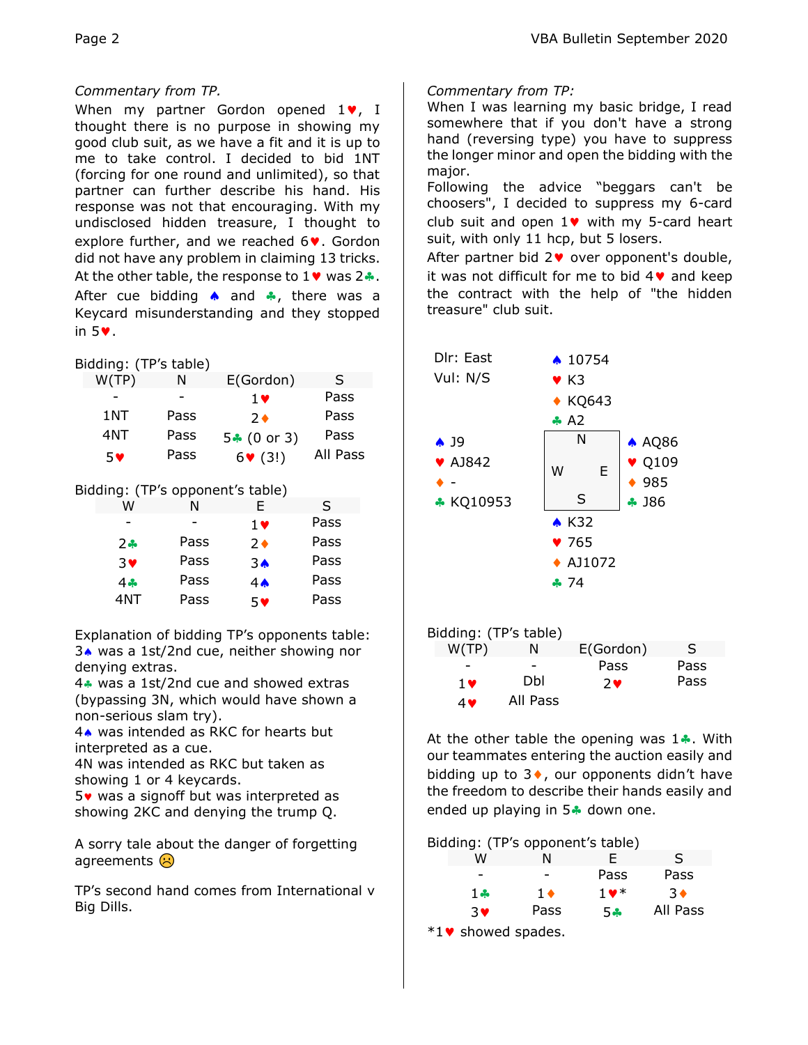*Commentary from TP.*

When my partner Gordon opened 1♥, I thought there is no purpose in showing my good club suit, as we have a fit and it is up to me to take control. I decided to bid 1NT (forcing for one round and unlimited), so that partner can further describe his hand. His response was not that encouraging. With my undisclosed hidden treasure, I thought to explore further, and we reached 6♥. Gordon did not have any problem in claiming 13 tricks. At the other table, the response to 1♥ was 2♣. After cue bidding ♠ and ♣, there was a Keycard misunderstanding and they stopped in 5♥.

Bidding: (TP's table)

| W(TP) | N | E(Gordon) | S |
|---|---|---|---|
| - | - | 1♥ | Pass |
| 1NT | Pass | 2♦ | Pass |
| 4NT | Pass | 5♣ (0 or 3) | Pass |
| 5♥ | Pass | 6♥ (3!) | All Pass |

Bidding: (TP's opponent's table)

| W | N | E | S |
|---|---|---|---|
| - | - | 1♥ | Pass |
| 2♣ | Pass | 2♦ | Pass |
| 3♥ | Pass | 3♠ | Pass |
| 4♣ | Pass | 4♠ | Pass |
| 4NT | Pass | 5♥ | Pass |

Explanation of bidding TP's opponents table:
3♠ was a 1st/2nd cue, neither showing nor denying extras.
4♣ was a 1st/2nd cue and showed extras (bypassing 3N, which would have shown a non-serious slam try).
4♠ was intended as RKC for hearts but interpreted as a cue.
4N was intended as RKC but taken as showing 1 or 4 keycards.
5♥ was a signoff but was interpreted as showing 2KC and denying the trump Q.

A sorry tale about the danger of forgetting agreements ☹

TP's second hand comes from International v Big Dills.

*Commentary from TP:*

When I was learning my basic bridge, I read somewhere that if you don't have a strong hand (reversing type) you have to suppress the longer minor and open the bidding with the major.
Following the advice "beggars can't be choosers", I decided to suppress my 6-card club suit and open 1♥ with my 5-card heart suit, with only 11 hcp, but 5 losers.
After partner bid 2♥ over opponent's double, it was not difficult for me to bid 4♥ and keep the contract with the help of "the hidden treasure" club suit.

Dlr: East
Vul: N/S

North: ♠ 10754 ♥ K3 ♦ KQ643 ♣ A2

West: ♠ J9 ♥ AJ842 ♦ - ♣ KQ10953

East: ♠ AQ86 ♥ Q109 ♦ 985 ♣ J86

South: ♠ K32 ♥ 765 ♦ AJ1072 ♣ 74

Bidding: (TP's table)

| W(TP) | N | E(Gordon) | S |
|---|---|---|---|
| - | - | Pass | Pass |
| 1♥ | Dbl | 2♥ | Pass |
| 4♥ | All Pass | | |

At the other table the opening was 1♣. With our teammates entering the auction easily and bidding up to 3♦, our opponents didn't have the freedom to describe their hands easily and ended up playing in 5♣ down one.

Bidding: (TP's opponent's table)

| W | N | E | S |
|---|---|---|---|
| - | - | Pass | Pass |
| 1♣ | 1♦ | 1♥* | 3♦ |
| 3♥ | Pass | 5♣ | All Pass |

*1♥ showed spades.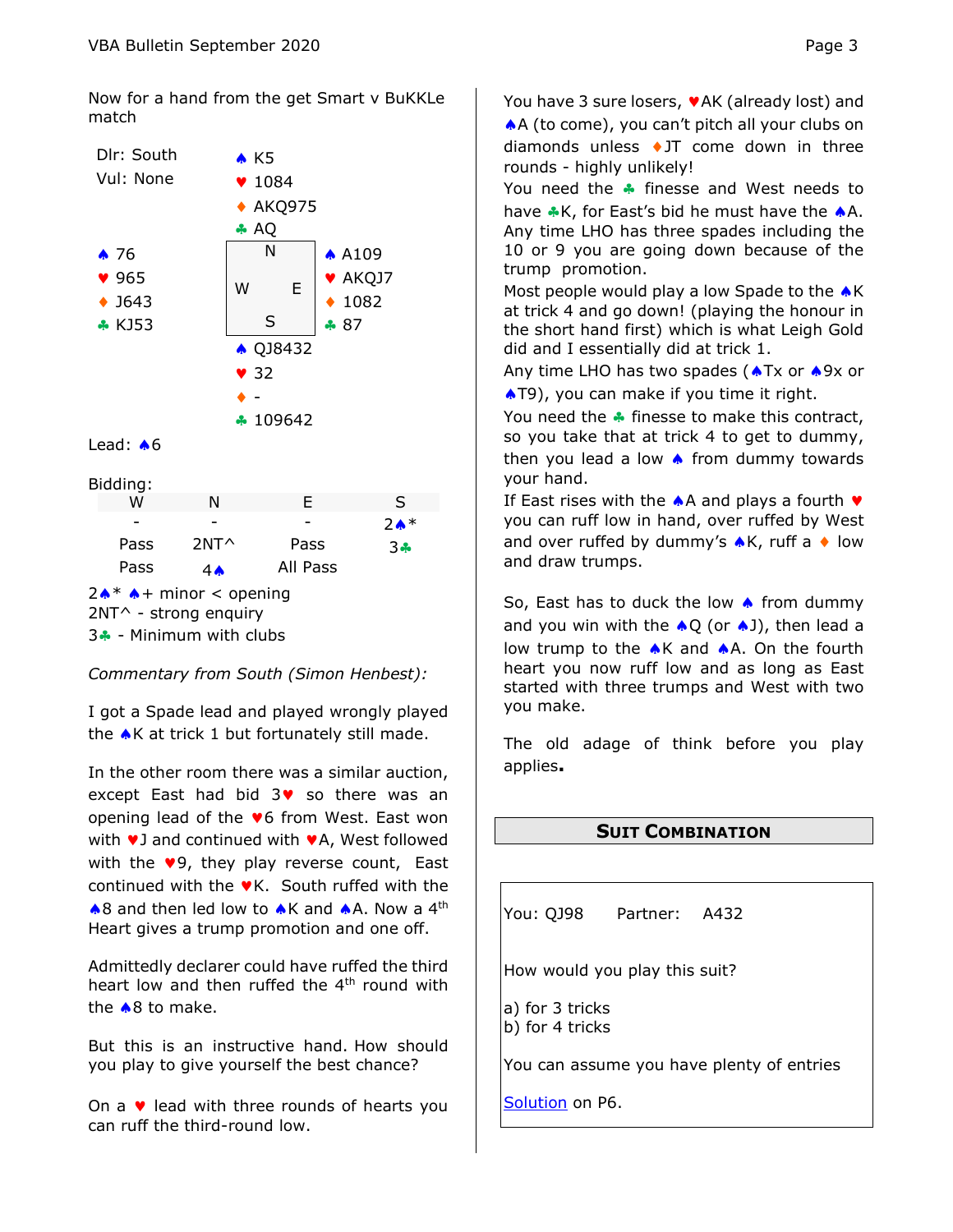Now for a hand from the get Smart v BuKKLe match

Dlr: South
Vul: None

North:
♠ K5
♥ 1084
♦ AKQ975
♣ AQ

West:
♠ 76
♥ 965
♦ J643
♣ KJ53

East:
♠ A109
♥ AKQJ7
♦ 1082
♣ 87

South:
♠ QJ8432
♥ 32
♦ -
♣ 109642

Lead: ♠6

Bidding:

| W | N | E | S |
|---|---|---|---|
| - | - | - | 2♠* |
| Pass | 2NT^ | Pass | 3♣ |
| Pass | 4♠ | All Pass | |

2♠* ♠+ minor < opening
2NT^ - strong enquiry
3♣ - Minimum with clubs

*Commentary from South (Simon Henbest):*

I got a Spade lead and played wrongly played the ♠K at trick 1 but fortunately still made.

In the other room there was a similar auction, except East had bid 3♥ so there was an opening lead of the ♥6 from West. East won with ♥J and continued with ♥A, West followed with the ♥9, they play reverse count, East continued with the ♥K. South ruffed with the ♠8 and then led low to ♠K and ♠A. Now a 4th Heart gives a trump promotion and one off.

Admittedly declarer could have ruffed the third heart low and then ruffed the 4th round with the ♠8 to make.

But this is an instructive hand. How should you play to give yourself the best chance?

On a ♥ lead with three rounds of hearts you can ruff the third-round low.

You have 3 sure losers, ♥AK (already lost) and ♠A (to come), you can't pitch all your clubs on diamonds unless ♦JT come down in three rounds - highly unlikely!
You need the ♣ finesse and West needs to have ♣K, for East's bid he must have the ♠A.
Any time LHO has three spades including the 10 or 9 you are going down because of the trump promotion.
Most people would play a low Spade to the ♠K at trick 4 and go down! (playing the honour in the short hand first) which is what Leigh Gold did and I essentially did at trick 1.
Any time LHO has two spades (♠Tx or ♠9x or ♠T9), you can make if you time it right.
You need the ♣ finesse to make this contract, so you take that at trick 4 to get to dummy, then you lead a low ♠ from dummy towards your hand.
If East rises with the ♠A and plays a fourth ♥ you can ruff low in hand, over ruffed by West and over ruffed by dummy's ♠K, ruff a ♦ low and draw trumps.

So, East has to duck the low ♠ from dummy and you win with the ♠Q (or ♠J), then lead a low trump to the ♠K and ♠A. On the fourth heart you now ruff low and as long as East started with three trumps and West with two you make.

The old adage of think before you play applies.

## SUIT COMBINATION

You: QJ98 Partner: A432

How would you play this suit?

a) for 3 tricks
b) for 4 tricks

You can assume you have plenty of entries

Solution on P6.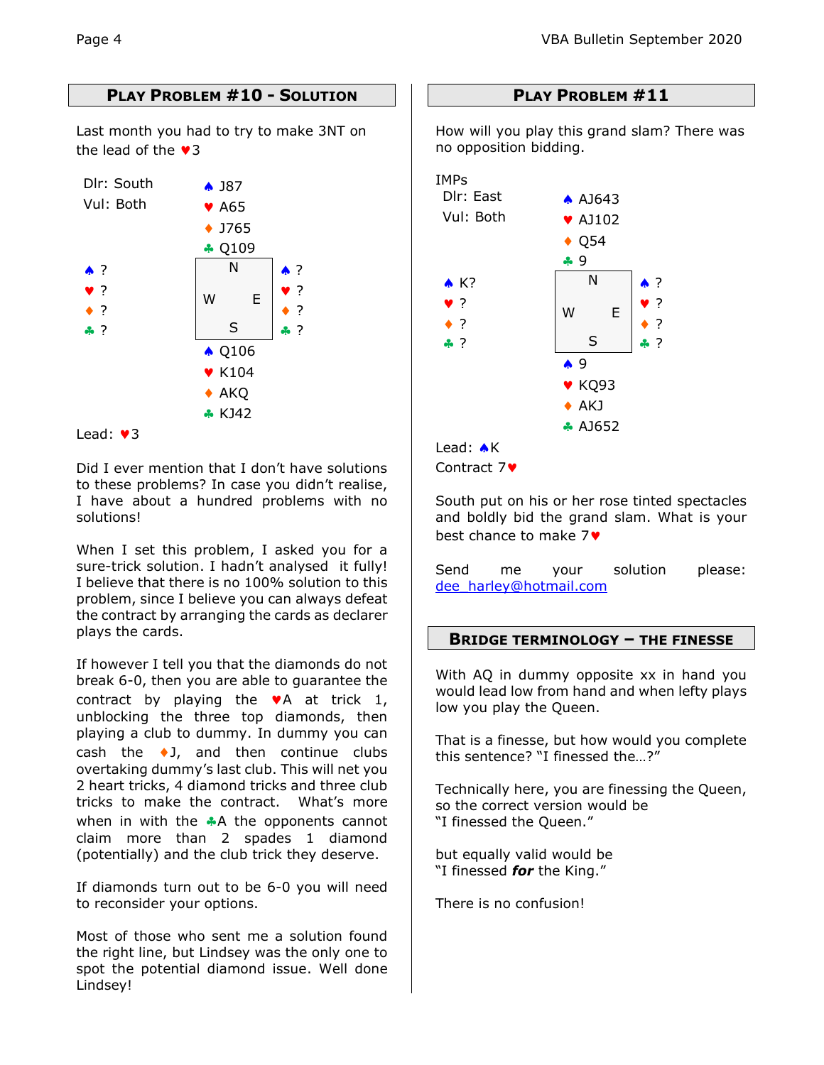## PLAY PROBLEM #10 - SOLUTION

Last month you had to try to make 3NT on the lead of the ♥3

Dlr: South
Vul: Both

| | North | |
|---|---|---|
| | ♠ J87 | |
| | ♥ A65 | |
| | ♦ J765 | |
| | ♣ Q109 | |
| **West** | | **East** |
| ♠ ? | | ♠ ? |
| ♥ ? | | ♥ ? |
| ♦ ? | | ♦ ? |
| ♣ ? | | ♣ ? |
| | **South** | |
| | ♠ Q106 | |
| | ♥ K104 | |
| | ♦ AKQ | |
| | ♣ KJ42 | |

Lead: ♥3

Did I ever mention that I don't have solutions to these problems? In case you didn't realise, I have about a hundred problems with no solutions!

When I set this problem, I asked you for a sure-trick solution. I hadn't analysed it fully! I believe that there is no 100% solution to this problem, since I believe you can always defeat the contract by arranging the cards as declarer plays the cards.

If however I tell you that the diamonds do not break 6-0, then you are able to guarantee the contract by playing the ♥A at trick 1, unblocking the three top diamonds, then playing a club to dummy. In dummy you can cash the ♦J, and then continue clubs overtaking dummy's last club. This will net you 2 heart tricks, 4 diamond tricks and three club tricks to make the contract. What's more when in with the ♣A the opponents cannot claim more than 2 spades 1 diamond (potentially) and the club trick they deserve.

If diamonds turn out to be 6-0 you will need to reconsider your options.

Most of those who sent me a solution found the right line, but Lindsey was the only one to spot the potential diamond issue. Well done Lindsey!

## PLAY PROBLEM #11

How will you play this grand slam? There was no opposition bidding.

IMPs
Dlr: East
Vul: Both

| | North | |
|---|---|---|
| | ♠ AJ643 | |
| | ♥ AJ102 | |
| | ♦ Q54 | |
| | ♣ 9 | |
| **West** | | **East** |
| ♠ K? | | ♠ ? |
| ♥ ? | | ♥ ? |
| ♦ ? | | ♦ ? |
| ♣ ? | | ♣ ? |
| | **South** | |
| | ♠ 9 | |
| | ♥ KQ93 | |
| | ♦ AKJ | |
| | ♣ AJ652 | |

Lead: ♠K
Contract 7♥

South put on his or her rose tinted spectacles and boldly bid the grand slam. What is your best chance to make 7♥

Send me your solution please: [dee_harley@hotmail.com](mailto:dee_harley@hotmail.com)

## BRIDGE TERMINOLOGY – THE FINESSE

With AQ in dummy opposite xx in hand you would lead low from hand and when lefty plays low you play the Queen.

That is a finesse, but how would you complete this sentence? "I finessed the…?"

Technically here, you are finessing the Queen, so the correct version would be
"I finessed the Queen."

but equally valid would be
"I finessed ***for*** the King."

There is no confusion!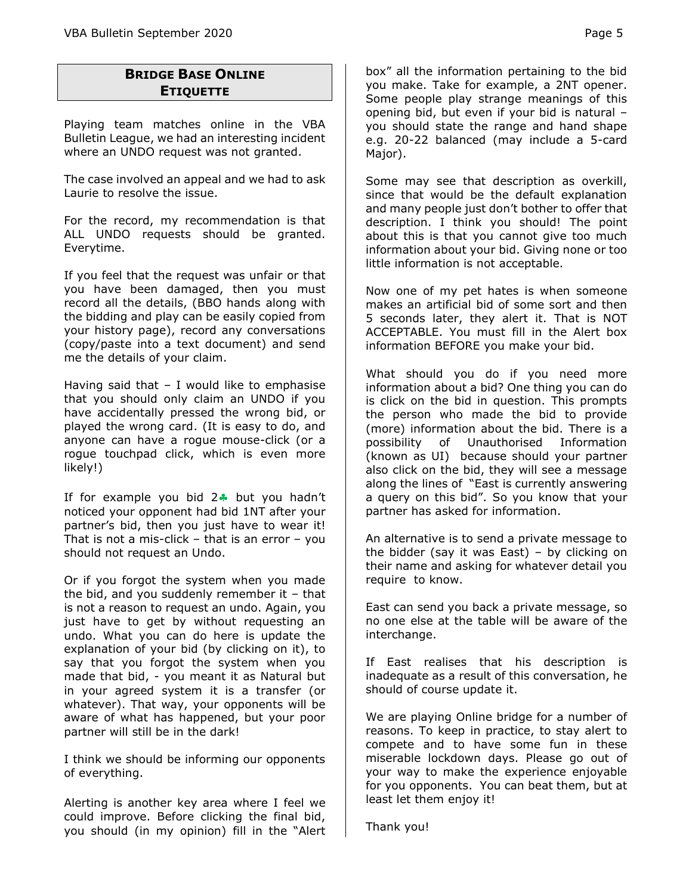## Bridge Base Online Etiquette

Playing team matches online in the VBA Bulletin League, we had an interesting incident where an UNDO request was not granted.

The case involved an appeal and we had to ask Laurie to resolve the issue.

For the record, my recommendation is that ALL UNDO requests should be granted. Everytime.

If you feel that the request was unfair or that you have been damaged, then you must record all the details, (BBO hands along with the bidding and play can be easily copied from your history page), record any conversations (copy/paste into a text document) and send me the details of your claim.

Having said that – I would like to emphasise that you should only claim an UNDO if you have accidentally pressed the wrong bid, or played the wrong card. (It is easy to do, and anyone can have a rogue mouse-click (or a rogue touchpad click, which is even more likely!)

If for example you bid 2♣ but you hadn't noticed your opponent had bid 1NT after your partner's bid, then you just have to wear it! That is not a mis-click – that is an error – you should not request an Undo.

Or if you forgot the system when you made the bid, and you suddenly remember it – that is not a reason to request an undo. Again, you just have to get by without requesting an undo. What you can do here is update the explanation of your bid (by clicking on it), to say that you forgot the system when you made that bid, - you meant it as Natural but in your agreed system it is a transfer (or whatever). That way, your opponents will be aware of what has happened, but your poor partner will still be in the dark!

I think we should be informing our opponents of everything.

Alerting is another key area where I feel we could improve. Before clicking the final bid, you should (in my opinion) fill in the "Alert box" all the information pertaining to the bid you make. Take for example, a 2NT opener. Some people play strange meanings of this opening bid, but even if your bid is natural – you should state the range and hand shape e.g. 20-22 balanced (may include a 5-card Major).

Some may see that description as overkill, since that would be the default explanation and many people just don't bother to offer that description. I think you should! The point about this is that you cannot give too much information about your bid. Giving none or too little information is not acceptable.

Now one of my pet hates is when someone makes an artificial bid of some sort and then 5 seconds later, they alert it. That is NOT ACCEPTABLE. You must fill in the Alert box information BEFORE you make your bid.

What should you do if you need more information about a bid? One thing you can do is click on the bid in question. This prompts the person who made the bid to provide (more) information about the bid. There is a possibility of Unauthorised Information (known as UI) because should your partner also click on the bid, they will see a message along the lines of "East is currently answering a query on this bid". So you know that your partner has asked for information.

An alternative is to send a private message to the bidder (say it was East) – by clicking on their name and asking for whatever detail you require to know.

East can send you back a private message, so no one else at the table will be aware of the interchange.

If East realises that his description is inadequate as a result of this conversation, he should of course update it.

We are playing Online bridge for a number of reasons. To keep in practice, to stay alert to compete and to have some fun in these miserable lockdown days. Please go out of your way to make the experience enjoyable for you opponents. You can beat them, but at least let them enjoy it!

Thank you!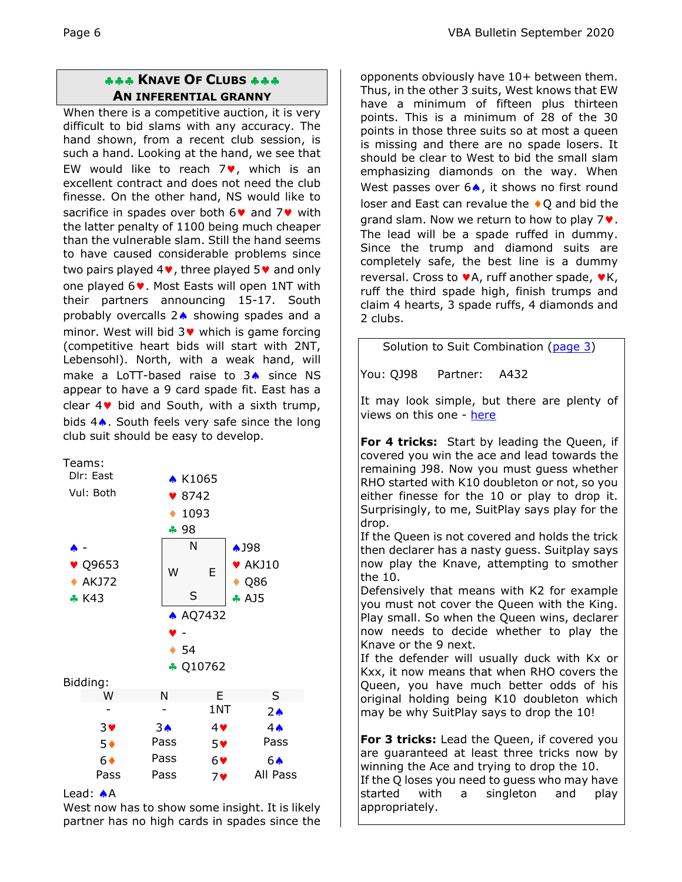## ♣♣♣ Knave Of Clubs ♣♣♣
## An inferential granny

When there is a competitive auction, it is very difficult to bid slams with any accuracy. The hand shown, from a recent club session, is such a hand. Looking at the hand, we see that EW would like to reach 7♥, which is an excellent contract and does not need the club finesse. On the other hand, NS would like to sacrifice in spades over both 6♥ and 7♥ with the latter penalty of 1100 being much cheaper than the vulnerable slam. Still the hand seems to have caused considerable problems since two pairs played 4♥, three played 5♥ and only one played 6♥. Most Easts will open 1NT with their partners announcing 15-17. South probably overcalls 2♠ showing spades and a minor. West will bid 3♥ which is game forcing (competitive heart bids will start with 2NT, Lebensohl). North, with a weak hand, will make a LoTT-based raise to 3♠ since NS appear to have a 9 card spade fit. East has a clear 4♥ bid and South, with a sixth trump, bids 4♠. South feels very safe since the long club suit should be easy to develop.

Teams:

Dlr: East

Vul: Both

| | | |
|---|---|---|
| | **North**<br>♠ K1065<br>♥ 8742<br>♦ 1093<br>♣ 98 | |
| **West**<br>♠ -<br>♥ Q9653<br>♦ AKJ72<br>♣ K43 | | **East**<br>♠ J98<br>♥ AKJ10<br>♦ Q86<br>♣ AJ5 |
| | **South**<br>♠ AQ7432<br>♥ -<br>♦ 54<br>♣ Q10762 | |

Bidding:

| W | N | E | S |
|---|---|---|---|
| - | - | 1NT | 2♠ |
| 3♥ | 3♠ | 4♥ | 4♠ |
| 5♦ | Pass | 5♥ | Pass |
| 6♦ | Pass | 6♥ | 6♠ |
| Pass | Pass | 7♥ | All Pass |

Lead: ♠A

West now has to show some insight. It is likely partner has no high cards in spades since the opponents obviously have 10+ between them. Thus, in the other 3 suits, West knows that EW have a minimum of fifteen plus thirteen points. This is a minimum of 28 of the 30 points in those three suits so at most a queen is missing and there are no spade losers. It should be clear to West to bid the small slam emphasizing diamonds on the way. When West passes over 6♠, it shows no first round loser and East can revalue the ♦Q and bid the grand slam. Now we return to how to play 7♥. The lead will be a spade ruffed in dummy. Since the trump and diamond suits are completely safe, the best line is a dummy reversal. Cross to ♥A, ruff another spade, ♥K, ruff the third spade high, finish trumps and claim 4 hearts, 3 spade ruffs, 4 diamonds and 2 clubs.

---

Solution to Suit Combination (page 3)

You: QJ98 Partner: A432

It may look simple, but there are plenty of views on this one - here

**For 4 tricks:** Start by leading the Queen, if covered you win the ace and lead towards the remaining J98. Now you must guess whether RHO started with K10 doubleton or not, so you either finesse for the 10 or play to drop it. Surprisingly, to me, SuitPlay says play for the drop.

If the Queen is not covered and holds the trick then declarer has a nasty guess. Suitplay says now play the Knave, attempting to smother the 10.

Defensively that means with K2 for example you must not cover the Queen with the King. Play small. So when the Queen wins, declarer now needs to decide whether to play the Knave or the 9 next.

If the defender will usually duck with Kx or Kxx, it now means that when RHO covers the Queen, you have much better odds of his original holding being K10 doubleton which may be why SuitPlay says to drop the 10!

**For 3 tricks:** Lead the Queen, if covered you are guaranteed at least three tricks now by winning the Ace and trying to drop the 10.

If the Q loses you need to guess who may have started with a singleton and play appropriately.